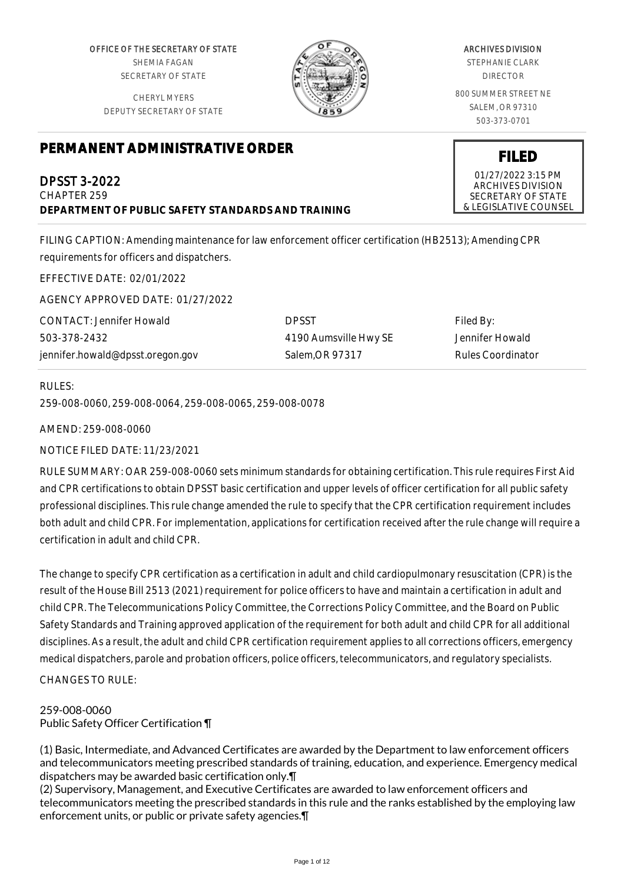OFFICE OF THE SECRETARY OF STATE
SHEMIA FAGAN
SECRETARY OF STATE

CHERYL MYERS
DEPUTY SECRETARY OF STATE

ARCHIVES DIVISION
STEPHANIE CLARK
DIRECTOR

800 SUMMER STREET NE
SALEM, OR 97310
503-373-0701

**FILED**
01/27/2022 3:15 PM
ARCHIVES DIVISION
SECRETARY OF STATE
& LEGISLATIVE COUNSEL

# PERMANENT ADMINISTRATIVE ORDER

## DPSST 3-2022

CHAPTER 259
**DEPARTMENT OF PUBLIC SAFETY STANDARDS AND TRAINING**

FILING CAPTION: Amending maintenance for law enforcement officer certification (HB2513); Amending CPR requirements for officers and dispatchers.

EFFECTIVE DATE: 02/01/2022

AGENCY APPROVED DATE: 01/27/2022

| CONTACT: Jennifer Howald | DPSST | Filed By: |
|---|---|---|
| 503-378-2432 | 4190 Aumsville Hwy SE | Jennifer Howald |
| jennifer.howald@dpsst.oregon.gov | Salem,OR 97317 | Rules Coordinator |

RULES:
259-008-0060, 259-008-0064, 259-008-0065, 259-008-0078

AMEND: 259-008-0060

NOTICE FILED DATE: 11/23/2021

RULE SUMMARY: OAR 259-008-0060 sets minimum standards for obtaining certification. This rule requires First Aid and CPR certifications to obtain DPSST basic certification and upper levels of officer certification for all public safety professional disciplines. This rule change amended the rule to specify that the CPR certification requirement includes both adult and child CPR. For implementation, applications for certification received after the rule change will require a certification in adult and child CPR.

The change to specify CPR certification as a certification in adult and child cardiopulmonary resuscitation (CPR) is the result of the House Bill 2513 (2021) requirement for police officers to have and maintain a certification in adult and child CPR. The Telecommunications Policy Committee, the Corrections Policy Committee, and the Board on Public Safety Standards and Training approved application of the requirement for both adult and child CPR for all additional disciplines. As a result, the adult and child CPR certification requirement applies to all corrections officers, emergency medical dispatchers, parole and probation officers, police officers, telecommunicators, and regulatory specialists.

CHANGES TO RULE:

259-008-0060
Public Safety Officer Certification ¶

(1) Basic, Intermediate, and Advanced Certificates are awarded by the Department to law enforcement officers and telecommunicators meeting prescribed standards of training, education, and experience. Emergency medical dispatchers may be awarded basic certification only.¶
(2) Supervisory, Management, and Executive Certificates are awarded to law enforcement officers and telecommunicators meeting the prescribed standards in this rule and the ranks established by the employing law enforcement units, or public or private safety agencies.¶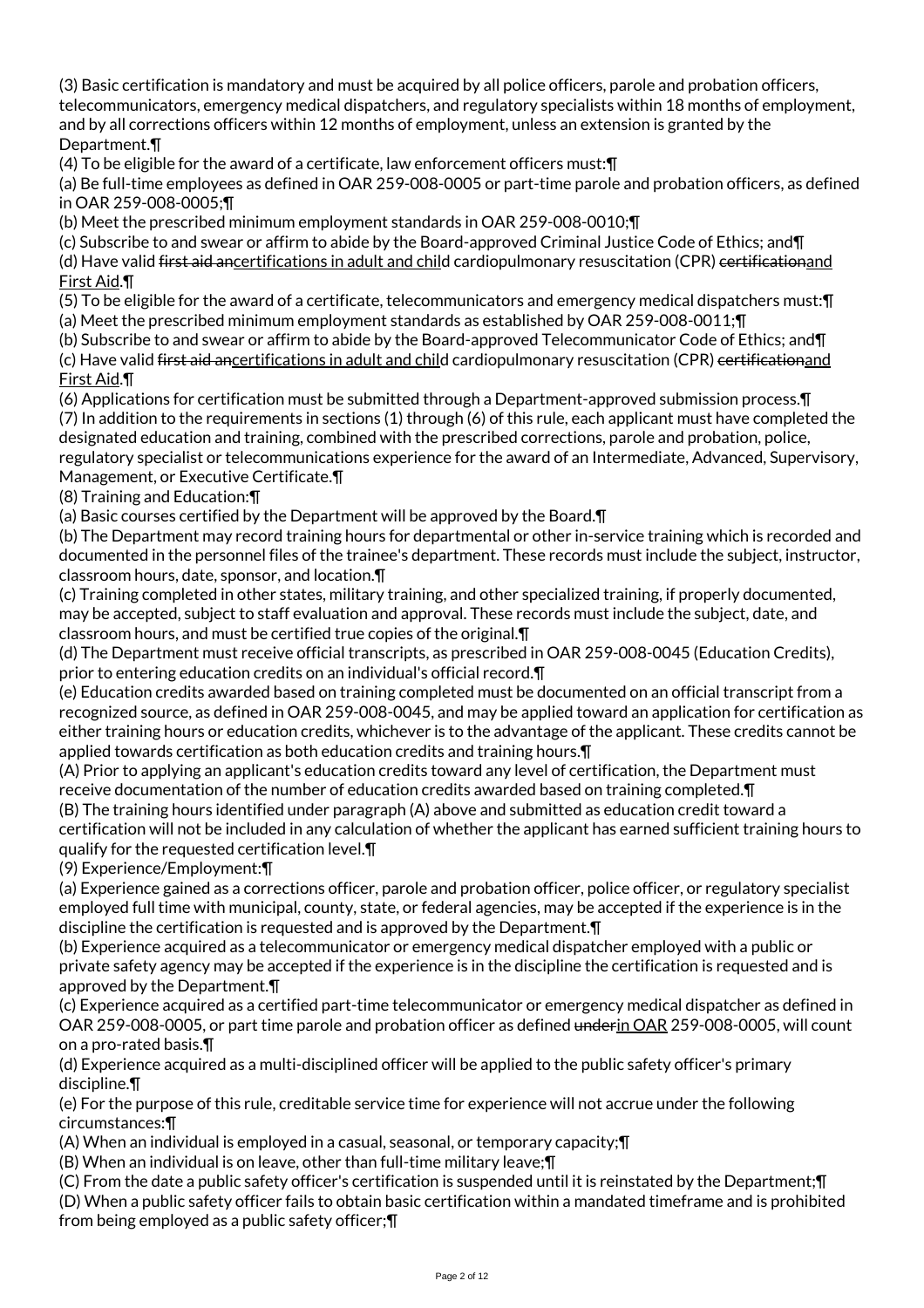(3) Basic certification is mandatory and must be acquired by all police officers, parole and probation officers, telecommunicators, emergency medical dispatchers, and regulatory specialists within 18 months of employment, and by all corrections officers within 12 months of employment, unless an extension is granted by the Department.¶

(4) To be eligible for the award of a certificate, law enforcement officers must:¶

(a) Be full-time employees as defined in OAR 259-008-0005 or part-time parole and probation officers, as defined in OAR 259-008-0005;¶

(b) Meet the prescribed minimum employment standards in OAR 259-008-0010;¶

(c) Subscribe to and swear or affirm to abide by the Board-approved Criminal Justice Code of Ethics; and¶

(d) Have valid ~~first aid an~~certifications in adult and child cardiopulmonary resuscitation (CPR) ~~certification~~and First Aid.¶

(5) To be eligible for the award of a certificate, telecommunicators and emergency medical dispatchers must:¶

(a) Meet the prescribed minimum employment standards as established by OAR 259-008-0011;¶

(b) Subscribe to and swear or affirm to abide by the Board-approved Telecommunicator Code of Ethics; and¶

(c) Have valid ~~first aid an~~certifications in adult and child cardiopulmonary resuscitation (CPR) ~~certification~~and First Aid.¶

(6) Applications for certification must be submitted through a Department-approved submission process.¶

(7) In addition to the requirements in sections (1) through (6) of this rule, each applicant must have completed the designated education and training, combined with the prescribed corrections, parole and probation, police, regulatory specialist or telecommunications experience for the award of an Intermediate, Advanced, Supervisory, Management, or Executive Certificate.¶

(8) Training and Education:¶

(a) Basic courses certified by the Department will be approved by the Board.¶

(b) The Department may record training hours for departmental or other in-service training which is recorded and documented in the personnel files of the trainee's department. These records must include the subject, instructor, classroom hours, date, sponsor, and location.¶

(c) Training completed in other states, military training, and other specialized training, if properly documented, may be accepted, subject to staff evaluation and approval. These records must include the subject, date, and classroom hours, and must be certified true copies of the original.¶

(d) The Department must receive official transcripts, as prescribed in OAR 259-008-0045 (Education Credits), prior to entering education credits on an individual's official record.¶

(e) Education credits awarded based on training completed must be documented on an official transcript from a recognized source, as defined in OAR 259-008-0045, and may be applied toward an application for certification as either training hours or education credits, whichever is to the advantage of the applicant. These credits cannot be applied towards certification as both education credits and training hours.¶

(A) Prior to applying an applicant's education credits toward any level of certification, the Department must receive documentation of the number of education credits awarded based on training completed.¶

(B) The training hours identified under paragraph (A) above and submitted as education credit toward a certification will not be included in any calculation of whether the applicant has earned sufficient training hours to qualify for the requested certification level.¶

(9) Experience/Employment:¶

(a) Experience gained as a corrections officer, parole and probation officer, police officer, or regulatory specialist employed full time with municipal, county, state, or federal agencies, may be accepted if the experience is in the discipline the certification is requested and is approved by the Department.¶

(b) Experience acquired as a telecommunicator or emergency medical dispatcher employed with a public or private safety agency may be accepted if the experience is in the discipline the certification is requested and is approved by the Department.¶

(c) Experience acquired as a certified part-time telecommunicator or emergency medical dispatcher as defined in OAR 259-008-0005, or part time parole and probation officer as defined ~~under~~in OAR 259-008-0005, will count on a pro-rated basis.¶

(d) Experience acquired as a multi-disciplined officer will be applied to the public safety officer's primary discipline.¶

(e) For the purpose of this rule, creditable service time for experience will not accrue under the following circumstances:¶

(A) When an individual is employed in a casual, seasonal, or temporary capacity;¶

(B) When an individual is on leave, other than full-time military leave;¶

(C) From the date a public safety officer's certification is suspended until it is reinstated by the Department;¶

(D) When a public safety officer fails to obtain basic certification within a mandated timeframe and is prohibited from being employed as a public safety officer;¶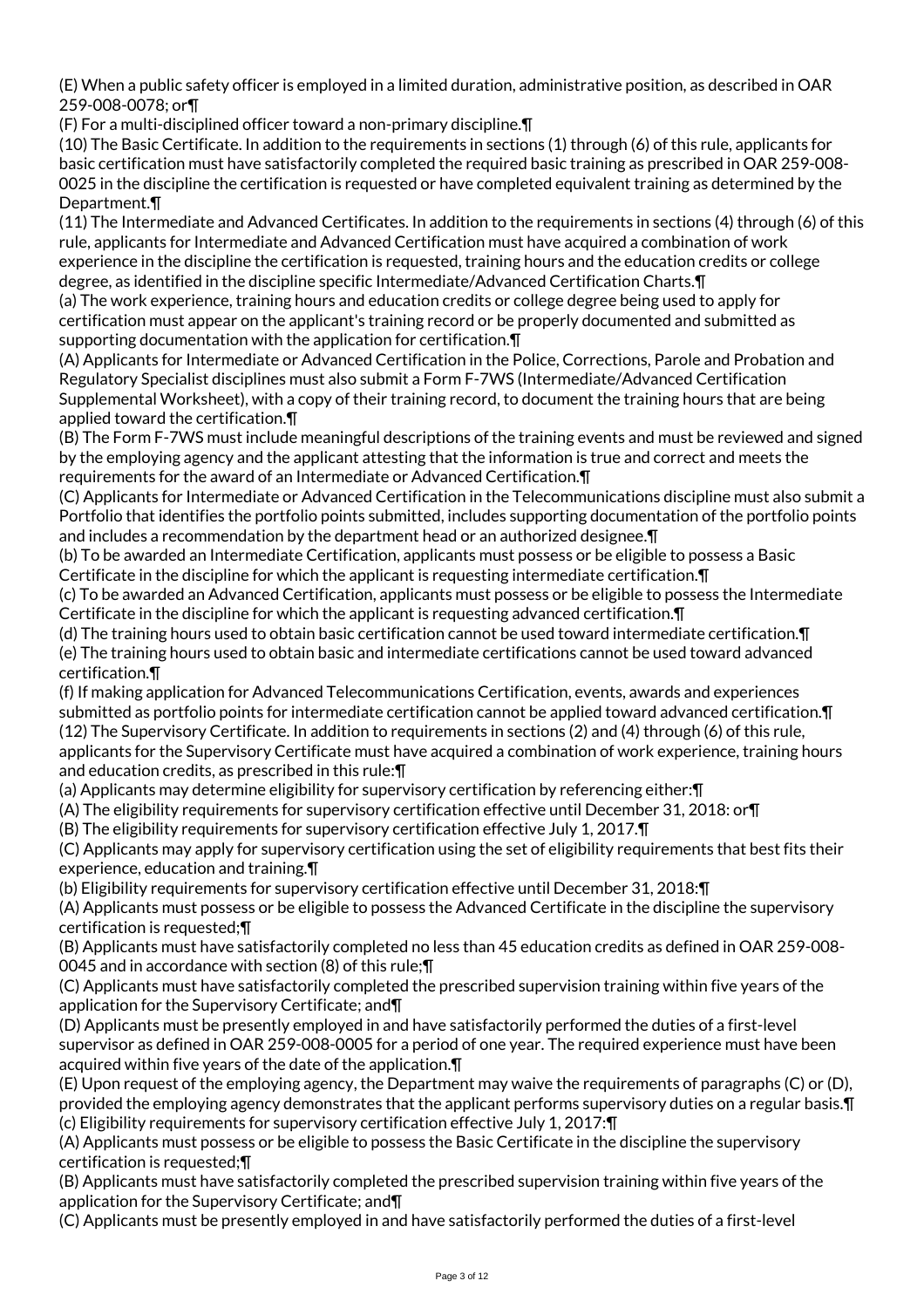(E) When a public safety officer is employed in a limited duration, administrative position, as described in OAR 259-008-0078; or¶

(F) For a multi-disciplined officer toward a non-primary discipline.¶

(10) The Basic Certificate. In addition to the requirements in sections (1) through (6) of this rule, applicants for basic certification must have satisfactorily completed the required basic training as prescribed in OAR 259-008-0025 in the discipline the certification is requested or have completed equivalent training as determined by the Department.¶

(11) The Intermediate and Advanced Certificates. In addition to the requirements in sections (4) through (6) of this rule, applicants for Intermediate and Advanced Certification must have acquired a combination of work experience in the discipline the certification is requested, training hours and the education credits or college degree, as identified in the discipline specific Intermediate/Advanced Certification Charts.¶

(a) The work experience, training hours and education credits or college degree being used to apply for certification must appear on the applicant's training record or be properly documented and submitted as supporting documentation with the application for certification.¶

(A) Applicants for Intermediate or Advanced Certification in the Police, Corrections, Parole and Probation and Regulatory Specialist disciplines must also submit a Form F-7WS (Intermediate/Advanced Certification Supplemental Worksheet), with a copy of their training record, to document the training hours that are being applied toward the certification.¶

(B) The Form F-7WS must include meaningful descriptions of the training events and must be reviewed and signed by the employing agency and the applicant attesting that the information is true and correct and meets the requirements for the award of an Intermediate or Advanced Certification.¶

(C) Applicants for Intermediate or Advanced Certification in the Telecommunications discipline must also submit a Portfolio that identifies the portfolio points submitted, includes supporting documentation of the portfolio points and includes a recommendation by the department head or an authorized designee.¶

(b) To be awarded an Intermediate Certification, applicants must possess or be eligible to possess a Basic Certificate in the discipline for which the applicant is requesting intermediate certification.¶

(c) To be awarded an Advanced Certification, applicants must possess or be eligible to possess the Intermediate Certificate in the discipline for which the applicant is requesting advanced certification.¶

(d) The training hours used to obtain basic certification cannot be used toward intermediate certification.¶

(e) The training hours used to obtain basic and intermediate certifications cannot be used toward advanced certification.¶

(f) If making application for Advanced Telecommunications Certification, events, awards and experiences submitted as portfolio points for intermediate certification cannot be applied toward advanced certification.¶

(12) The Supervisory Certificate. In addition to requirements in sections (2) and (4) through (6) of this rule, applicants for the Supervisory Certificate must have acquired a combination of work experience, training hours and education credits, as prescribed in this rule:¶

(a) Applicants may determine eligibility for supervisory certification by referencing either:¶

(A) The eligibility requirements for supervisory certification effective until December 31, 2018: or¶

(B) The eligibility requirements for supervisory certification effective July 1, 2017.¶

(C) Applicants may apply for supervisory certification using the set of eligibility requirements that best fits their experience, education and training.¶

(b) Eligibility requirements for supervisory certification effective until December 31, 2018:¶

(A) Applicants must possess or be eligible to possess the Advanced Certificate in the discipline the supervisory certification is requested;¶

(B) Applicants must have satisfactorily completed no less than 45 education credits as defined in OAR 259-008-0045 and in accordance with section (8) of this rule;¶

(C) Applicants must have satisfactorily completed the prescribed supervision training within five years of the application for the Supervisory Certificate; and¶

(D) Applicants must be presently employed in and have satisfactorily performed the duties of a first-level supervisor as defined in OAR 259-008-0005 for a period of one year. The required experience must have been acquired within five years of the date of the application.¶

(E) Upon request of the employing agency, the Department may waive the requirements of paragraphs (C) or (D), provided the employing agency demonstrates that the applicant performs supervisory duties on a regular basis.¶

(c) Eligibility requirements for supervisory certification effective July 1, 2017:¶

(A) Applicants must possess or be eligible to possess the Basic Certificate in the discipline the supervisory certification is requested;¶

(B) Applicants must have satisfactorily completed the prescribed supervision training within five years of the application for the Supervisory Certificate; and¶

(C) Applicants must be presently employed in and have satisfactorily performed the duties of a first-level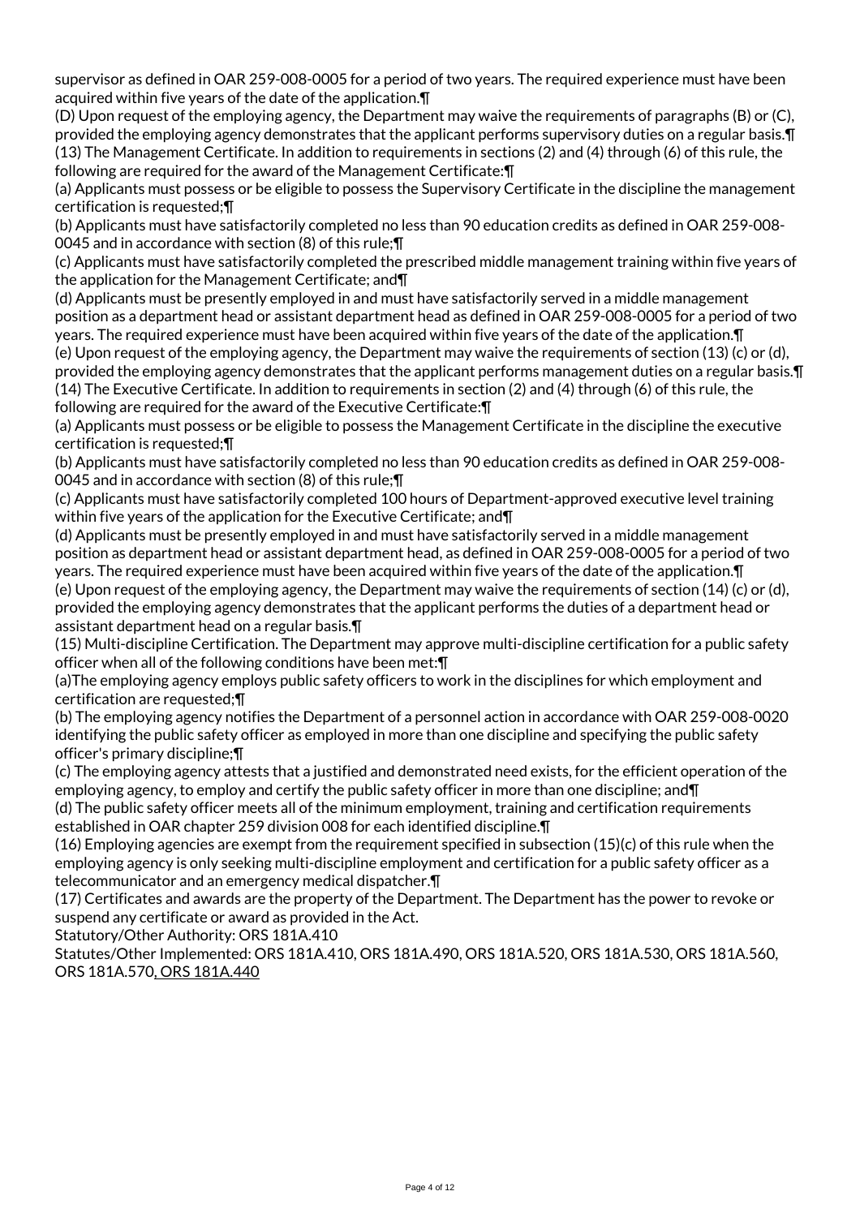supervisor as defined in OAR 259-008-0005 for a period of two years. The required experience must have been acquired within five years of the date of the application.¶

(D) Upon request of the employing agency, the Department may waive the requirements of paragraphs (B) or (C), provided the employing agency demonstrates that the applicant performs supervisory duties on a regular basis.¶

(13) The Management Certificate. In addition to requirements in sections (2) and (4) through (6) of this rule, the following are required for the award of the Management Certificate:¶

(a) Applicants must possess or be eligible to possess the Supervisory Certificate in the discipline the management certification is requested;¶

(b) Applicants must have satisfactorily completed no less than 90 education credits as defined in OAR 259-008-0045 and in accordance with section (8) of this rule;¶

(c) Applicants must have satisfactorily completed the prescribed middle management training within five years of the application for the Management Certificate; and¶

(d) Applicants must be presently employed in and must have satisfactorily served in a middle management position as a department head or assistant department head as defined in OAR 259-008-0005 for a period of two years. The required experience must have been acquired within five years of the date of the application.¶

(e) Upon request of the employing agency, the Department may waive the requirements of section (13) (c) or (d), provided the employing agency demonstrates that the applicant performs management duties on a regular basis.¶

(14) The Executive Certificate. In addition to requirements in section (2) and (4) through (6) of this rule, the following are required for the award of the Executive Certificate:¶

(a) Applicants must possess or be eligible to possess the Management Certificate in the discipline the executive certification is requested;¶

(b) Applicants must have satisfactorily completed no less than 90 education credits as defined in OAR 259-008-0045 and in accordance with section (8) of this rule;¶

(c) Applicants must have satisfactorily completed 100 hours of Department-approved executive level training within five years of the application for the Executive Certificate; and¶

(d) Applicants must be presently employed in and must have satisfactorily served in a middle management position as department head or assistant department head, as defined in OAR 259-008-0005 for a period of two years. The required experience must have been acquired within five years of the date of the application.¶

(e) Upon request of the employing agency, the Department may waive the requirements of section (14) (c) or (d), provided the employing agency demonstrates that the applicant performs the duties of a department head or assistant department head on a regular basis.¶

(15) Multi-discipline Certification. The Department may approve multi-discipline certification for a public safety officer when all of the following conditions have been met:¶

(a)The employing agency employs public safety officers to work in the disciplines for which employment and certification are requested;¶

(b) The employing agency notifies the Department of a personnel action in accordance with OAR 259-008-0020 identifying the public safety officer as employed in more than one discipline and specifying the public safety officer's primary discipline;¶

(c) The employing agency attests that a justified and demonstrated need exists, for the efficient operation of the employing agency, to employ and certify the public safety officer in more than one discipline; and¶

(d) The public safety officer meets all of the minimum employment, training and certification requirements established in OAR chapter 259 division 008 for each identified discipline.¶

(16) Employing agencies are exempt from the requirement specified in subsection (15)(c) of this rule when the employing agency is only seeking multi-discipline employment and certification for a public safety officer as a telecommunicator and an emergency medical dispatcher.¶

(17) Certificates and awards are the property of the Department. The Department has the power to revoke or suspend any certificate or award as provided in the Act.

Statutory/Other Authority: ORS 181A.410

Statutes/Other Implemented: ORS 181A.410, ORS 181A.490, ORS 181A.520, ORS 181A.530, ORS 181A.560, ORS 181A.570, ORS 181A.440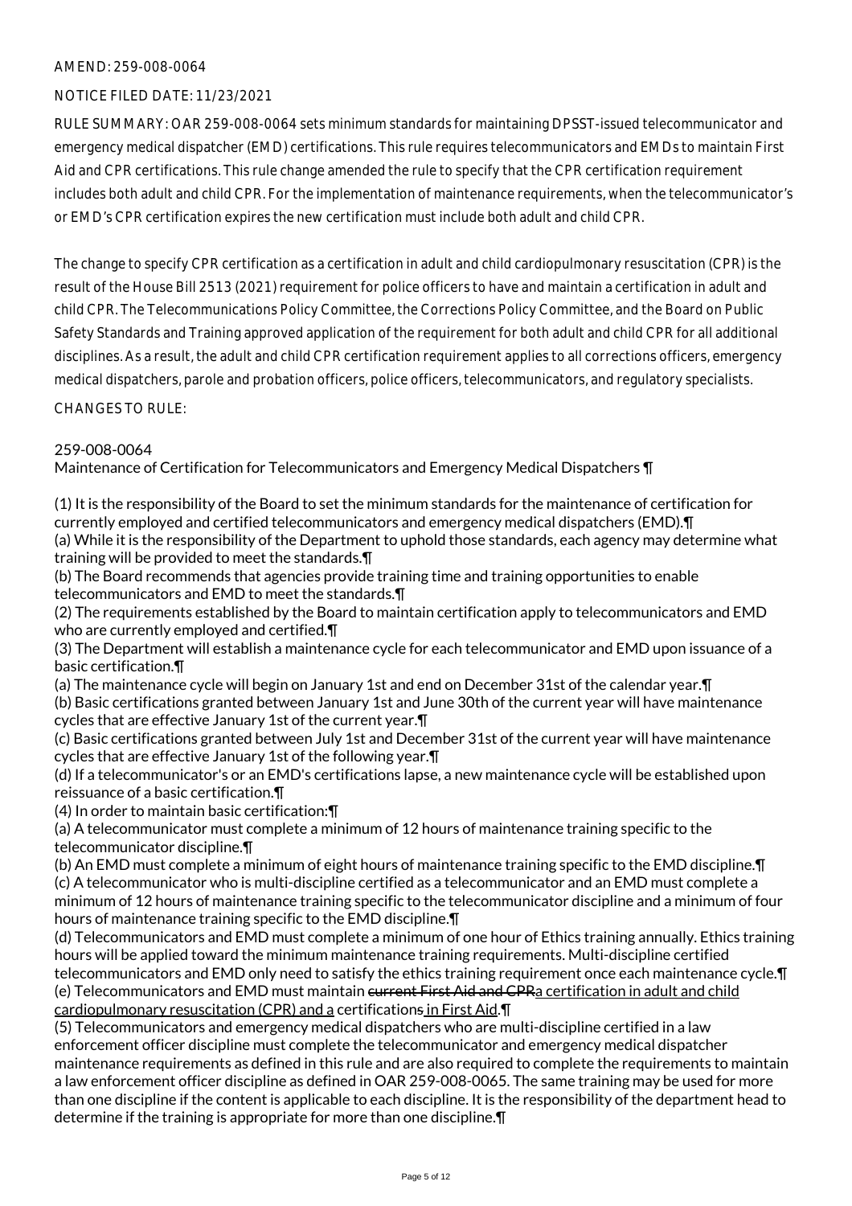AMEND: 259-008-0064

NOTICE FILED DATE: 11/23/2021

RULE SUMMARY: OAR 259-008-0064 sets minimum standards for maintaining DPSST-issued telecommunicator and emergency medical dispatcher (EMD) certifications. This rule requires telecommunicators and EMDs to maintain First Aid and CPR certifications. This rule change amended the rule to specify that the CPR certification requirement includes both adult and child CPR. For the implementation of maintenance requirements, when the telecommunicator's or EMD's CPR certification expires the new certification must include both adult and child CPR.

The change to specify CPR certification as a certification in adult and child cardiopulmonary resuscitation (CPR) is the result of the House Bill 2513 (2021) requirement for police officers to have and maintain a certification in adult and child CPR. The Telecommunications Policy Committee, the Corrections Policy Committee, and the Board on Public Safety Standards and Training approved application of the requirement for both adult and child CPR for all additional disciplines. As a result, the adult and child CPR certification requirement applies to all corrections officers, emergency medical dispatchers, parole and probation officers, police officers, telecommunicators, and regulatory specialists.

CHANGES TO RULE:

259-008-0064
Maintenance of Certification for Telecommunicators and Emergency Medical Dispatchers ¶

(1) It is the responsibility of the Board to set the minimum standards for the maintenance of certification for currently employed and certified telecommunicators and emergency medical dispatchers (EMD).¶
(a) While it is the responsibility of the Department to uphold those standards, each agency may determine what training will be provided to meet the standards.¶
(b) The Board recommends that agencies provide training time and training opportunities to enable telecommunicators and EMD to meet the standards.¶
(2) The requirements established by the Board to maintain certification apply to telecommunicators and EMD who are currently employed and certified.¶
(3) The Department will establish a maintenance cycle for each telecommunicator and EMD upon issuance of a basic certification.¶
(a) The maintenance cycle will begin on January 1st and end on December 31st of the calendar year.¶
(b) Basic certifications granted between January 1st and June 30th of the current year will have maintenance cycles that are effective January 1st of the current year.¶
(c) Basic certifications granted between July 1st and December 31st of the current year will have maintenance cycles that are effective January 1st of the following year.¶
(d) If a telecommunicator's or an EMD's certifications lapse, a new maintenance cycle will be established upon reissuance of a basic certification.¶
(4) In order to maintain basic certification:¶
(a) A telecommunicator must complete a minimum of 12 hours of maintenance training specific to the telecommunicator discipline.¶
(b) An EMD must complete a minimum of eight hours of maintenance training specific to the EMD discipline.¶
(c) A telecommunicator who is multi-discipline certified as a telecommunicator and an EMD must complete a minimum of 12 hours of maintenance training specific to the telecommunicator discipline and a minimum of four hours of maintenance training specific to the EMD discipline.¶
(d) Telecommunicators and EMD must complete a minimum of one hour of Ethics training annually. Ethics training hours will be applied toward the minimum maintenance training requirements. Multi-discipline certified telecommunicators and EMD only need to satisfy the ethics training requirement once each maintenance cycle.¶
(e) Telecommunicators and EMD must maintain ~~current First Aid and CPR~~a certification in adult and child cardiopulmonary resuscitation (CPR) and a certification~~s~~ in First Aid.¶
(5) Telecommunicators and emergency medical dispatchers who are multi-discipline certified in a law enforcement officer discipline must complete the telecommunicator and emergency medical dispatcher maintenance requirements as defined in this rule and are also required to complete the requirements to maintain a law enforcement officer discipline as defined in OAR 259-008-0065. The same training may be used for more than one discipline if the content is applicable to each discipline. It is the responsibility of the department head to determine if the training is appropriate for more than one discipline.¶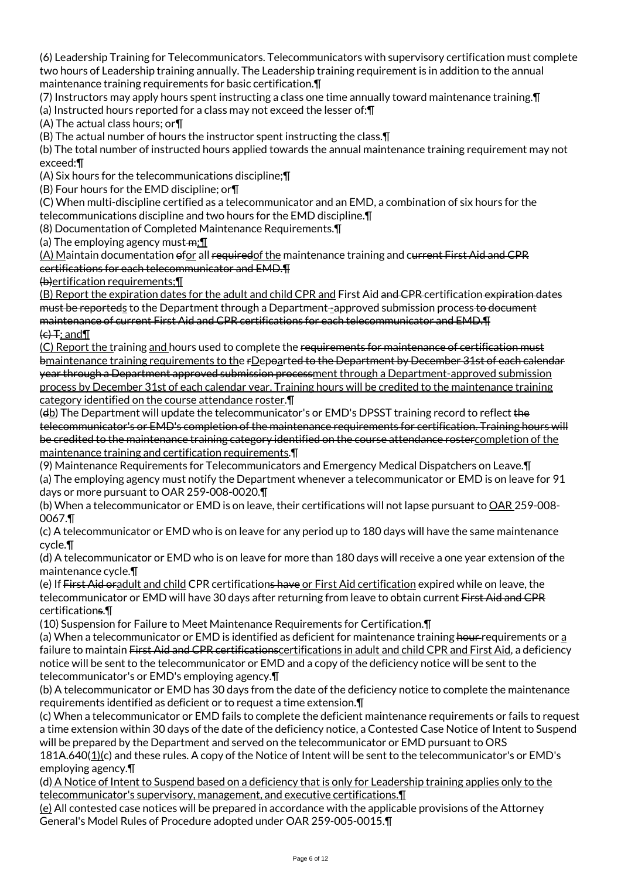(6) Leadership Training for Telecommunicators. Telecommunicators with supervisory certification must complete two hours of Leadership training annually. The Leadership training requirement is in addition to the annual maintenance training requirements for basic certification.¶

(7) Instructors may apply hours spent instructing a class one time annually toward maintenance training.¶

(a) Instructed hours reported for a class may not exceed the lesser of:¶

(A) The actual class hours; or¶

(B) The actual number of hours the instructor spent instructing the class.¶

(b) The total number of instructed hours applied towards the annual maintenance training requirement may not exceed:¶

(A) Six hours for the telecommunications discipline;¶

(B) Four hours for the EMD discipline; or¶

(C) When multi-discipline certified as a telecommunicator and an EMD, a combination of six hours for the telecommunications discipline and two hours for the EMD discipline.¶

(8) Documentation of Completed Maintenance Requirements.¶

(a) The employing agency must ~~m~~:¶

(A) Maintain documentation ~~o~~for all ~~required~~of the maintenance training and c~~urrent First Aid and CPR certifications for each telecommunicator and EMD.¶~~

~~(b)~~ertification requirements;¶

(B) Report the expiration dates for the adult and child CPR and First Aid ~~and CPR~~ certification ~~expiration dates must be reported~~s to the Department through a Department ~~-~~-approved submission process ~~to document maintenance of current First Aid and CPR certifications for each telecommunicator and EMD.¶~~

~~(c) T~~; and¶

(C) Report the training and hours used to complete the ~~requirements for maintenance of certification must b~~maintenance training requirements to the ~~r~~Dep~~o~~art~~ed to the Department by December 31st of each calendar year through a Department approved submission process~~ment through a Department-approved submission process by December 31st of each calendar year. Training hours will be credited to the maintenance training category identified on the course attendance roster.¶

(~~d~~b) The Department will update the telecommunicator's or EMD's DPSST training record to reflect ~~the telecommunicator's or EMD's completion of the maintenance requirements for certification. Training hours will be credited to the maintenance training category identified on the course attendance roster~~completion of the maintenance training and certification requirements.¶

(9) Maintenance Requirements for Telecommunicators and Emergency Medical Dispatchers on Leave.¶

(a) The employing agency must notify the Department whenever a telecommunicator or EMD is on leave for 91 days or more pursuant to OAR 259-008-0020.¶

(b) When a telecommunicator or EMD is on leave, their certifications will not lapse pursuant to OAR 259-008-0067.¶

(c) A telecommunicator or EMD who is on leave for any period up to 180 days will have the same maintenance cycle.¶

(d) A telecommunicator or EMD who is on leave for more than 180 days will receive a one year extension of the maintenance cycle.¶

(e) If ~~First Aid or~~adult and child CPR certification~~s have~~ or First Aid certification expired while on leave, the telecommunicator or EMD will have 30 days after returning from leave to obtain current ~~First Aid and CPR~~ certification~~s~~.¶

(10) Suspension for Failure to Meet Maintenance Requirements for Certification.¶

(a) When a telecommunicator or EMD is identified as deficient for maintenance training ~~hour~~ requirements or a failure to maintain ~~First Aid and CPR certifications~~certifications in adult and child CPR and First Aid, a deficiency notice will be sent to the telecommunicator or EMD and a copy of the deficiency notice will be sent to the telecommunicator's or EMD's employing agency.¶

(b) A telecommunicator or EMD has 30 days from the date of the deficiency notice to complete the maintenance requirements identified as deficient or to request a time extension.¶

(c) When a telecommunicator or EMD fails to complete the deficient maintenance requirements or fails to request a time extension within 30 days of the date of the deficiency notice, a Contested Case Notice of Intent to Suspend will be prepared by the Department and served on the telecommunicator or EMD pursuant to ORS 181A.640(1)(c) and these rules. A copy of the Notice of Intent will be sent to the telecommunicator's or EMD's employing agency.¶

(d) A Notice of Intent to Suspend based on a deficiency that is only for Leadership training applies only to the telecommunicator's supervisory, management, and executive certifications.¶

(e) All contested case notices will be prepared in accordance with the applicable provisions of the Attorney General's Model Rules of Procedure adopted under OAR 259-005-0015.¶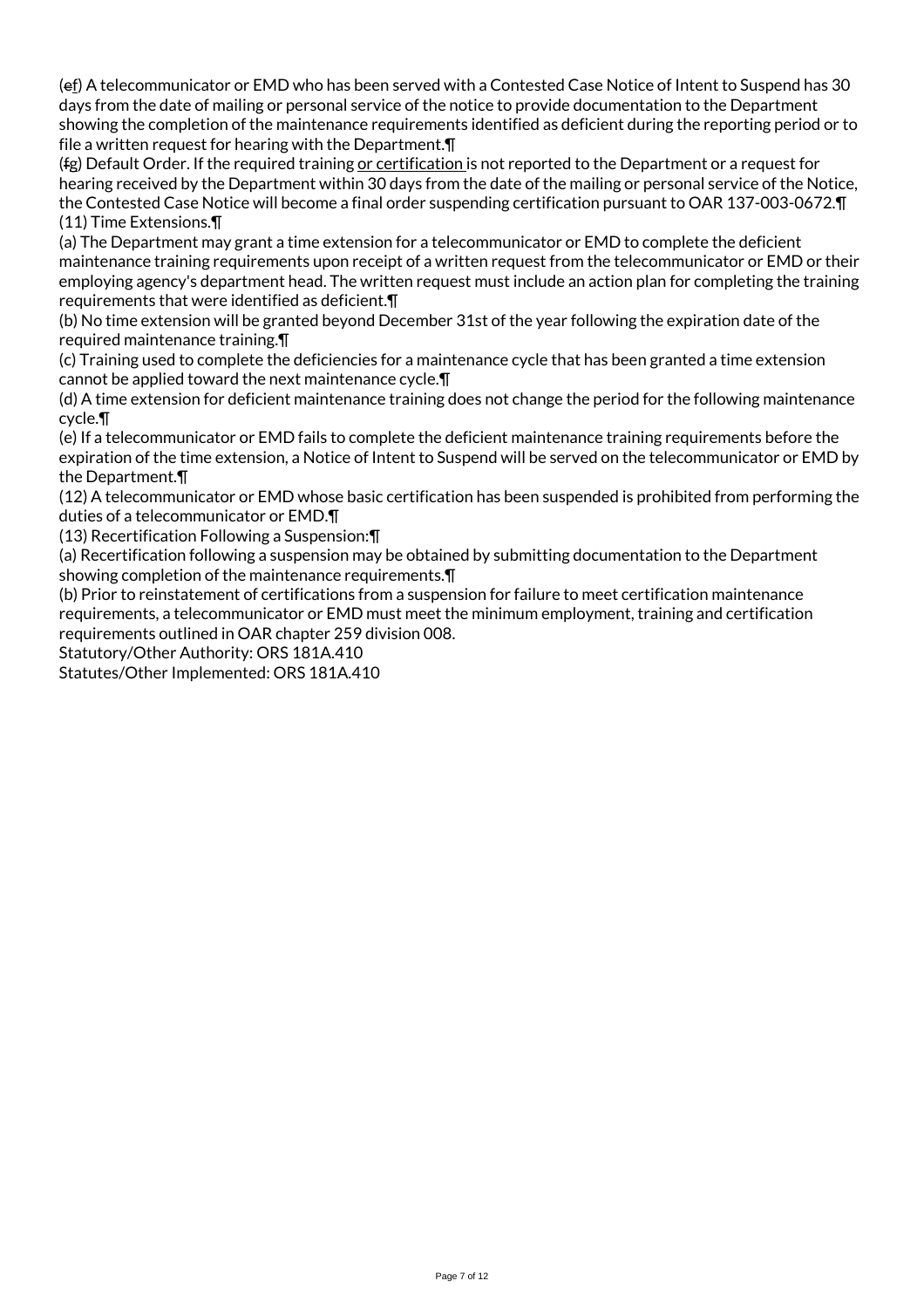(~~e~~f) A telecommunicator or EMD who has been served with a Contested Case Notice of Intent to Suspend has 30 days from the date of mailing or personal service of the notice to provide documentation to the Department showing the completion of the maintenance requirements identified as deficient during the reporting period or to file a written request for hearing with the Department.¶

(~~f~~g) Default Order. If the required training <u>or certification</u> is not reported to the Department or a request for hearing received by the Department within 30 days from the date of the mailing or personal service of the Notice, the Contested Case Notice will become a final order suspending certification pursuant to OAR 137-003-0672.¶

(11) Time Extensions.¶

(a) The Department may grant a time extension for a telecommunicator or EMD to complete the deficient maintenance training requirements upon receipt of a written request from the telecommunicator or EMD or their employing agency's department head. The written request must include an action plan for completing the training requirements that were identified as deficient.¶

(b) No time extension will be granted beyond December 31st of the year following the expiration date of the required maintenance training.¶

(c) Training used to complete the deficiencies for a maintenance cycle that has been granted a time extension cannot be applied toward the next maintenance cycle.¶

(d) A time extension for deficient maintenance training does not change the period for the following maintenance cycle.¶

(e) If a telecommunicator or EMD fails to complete the deficient maintenance training requirements before the expiration of the time extension, a Notice of Intent to Suspend will be served on the telecommunicator or EMD by the Department.¶

(12) A telecommunicator or EMD whose basic certification has been suspended is prohibited from performing the duties of a telecommunicator or EMD.¶

(13) Recertification Following a Suspension:¶

(a) Recertification following a suspension may be obtained by submitting documentation to the Department showing completion of the maintenance requirements.¶

(b) Prior to reinstatement of certifications from a suspension for failure to meet certification maintenance requirements, a telecommunicator or EMD must meet the minimum employment, training and certification requirements outlined in OAR chapter 259 division 008.

Statutory/Other Authority: ORS 181A.410

Statutes/Other Implemented: ORS 181A.410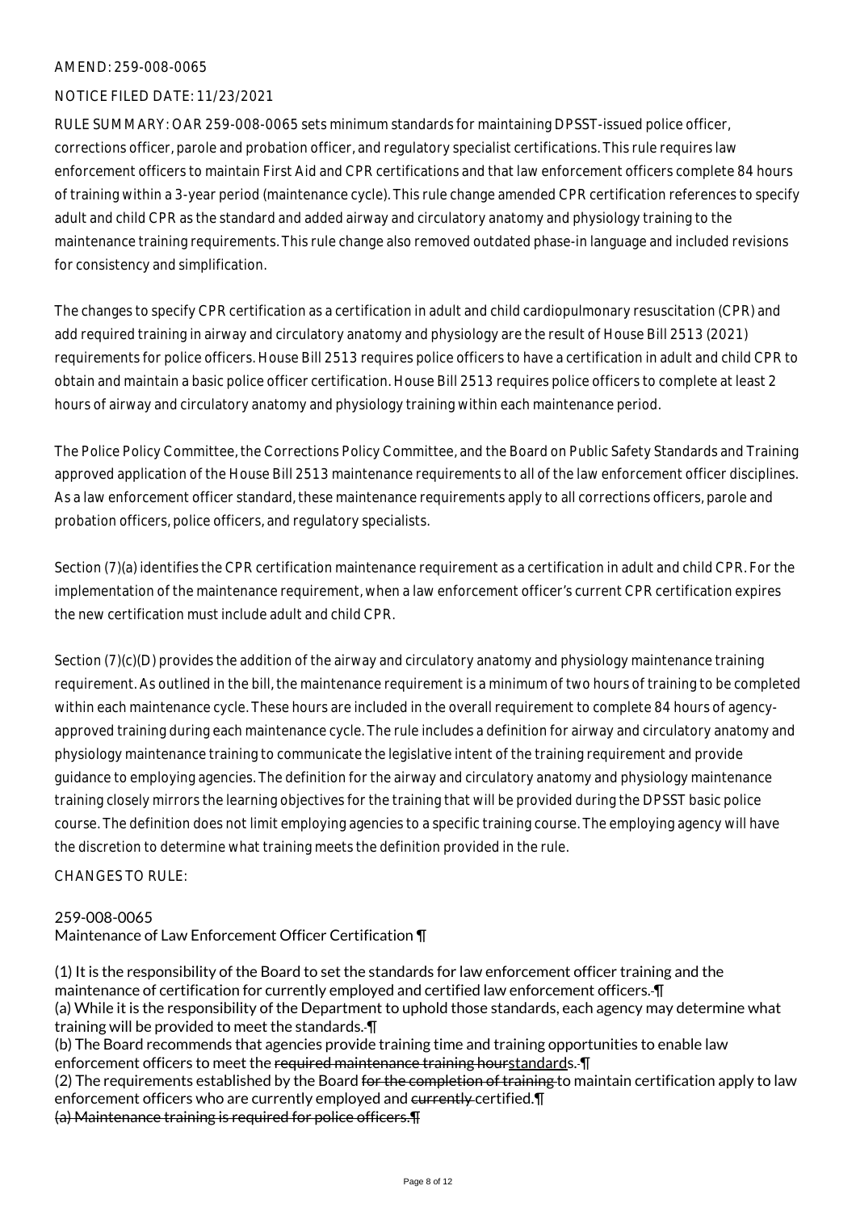AMEND: 259-008-0065

NOTICE FILED DATE: 11/23/2021

RULE SUMMARY: OAR 259-008-0065 sets minimum standards for maintaining DPSST-issued police officer, corrections officer, parole and probation officer, and regulatory specialist certifications. This rule requires law enforcement officers to maintain First Aid and CPR certifications and that law enforcement officers complete 84 hours of training within a 3-year period (maintenance cycle). This rule change amended CPR certification references to specify adult and child CPR as the standard and added airway and circulatory anatomy and physiology training to the maintenance training requirements. This rule change also removed outdated phase-in language and included revisions for consistency and simplification.

The changes to specify CPR certification as a certification in adult and child cardiopulmonary resuscitation (CPR) and add required training in airway and circulatory anatomy and physiology are the result of House Bill 2513 (2021) requirements for police officers. House Bill 2513 requires police officers to have a certification in adult and child CPR to obtain and maintain a basic police officer certification. House Bill 2513 requires police officers to complete at least 2 hours of airway and circulatory anatomy and physiology training within each maintenance period.

The Police Policy Committee, the Corrections Policy Committee, and the Board on Public Safety Standards and Training approved application of the House Bill 2513 maintenance requirements to all of the law enforcement officer disciplines. As a law enforcement officer standard, these maintenance requirements apply to all corrections officers, parole and probation officers, police officers, and regulatory specialists.

Section (7)(a) identifies the CPR certification maintenance requirement as a certification in adult and child CPR. For the implementation of the maintenance requirement, when a law enforcement officer's current CPR certification expires the new certification must include adult and child CPR.

Section (7)(c)(D) provides the addition of the airway and circulatory anatomy and physiology maintenance training requirement. As outlined in the bill, the maintenance requirement is a minimum of two hours of training to be completed within each maintenance cycle. These hours are included in the overall requirement to complete 84 hours of agency-approved training during each maintenance cycle. The rule includes a definition for airway and circulatory anatomy and physiology maintenance training to communicate the legislative intent of the training requirement and provide guidance to employing agencies. The definition for the airway and circulatory anatomy and physiology maintenance training closely mirrors the learning objectives for the training that will be provided during the DPSST basic police course. The definition does not limit employing agencies to a specific training course. The employing agency will have the discretion to determine what training meets the definition provided in the rule.

CHANGES TO RULE:

259-008-0065
Maintenance of Law Enforcement Officer Certification ¶

(1) It is the responsibility of the Board to set the standards for law enforcement officer training and the maintenance of certification for currently employed and certified law enforcement officers. ¶
(a) While it is the responsibility of the Department to uphold those standards, each agency may determine what training will be provided to meet the standards. ¶
(b) The Board recommends that agencies provide training time and training opportunities to enable law enforcement officers to meet the ~~required maintenance training hour~~standards. ¶
(2) The requirements established by the Board ~~for the completion of training~~ to maintain certification apply to law enforcement officers who are currently employed and ~~currently~~ certified.¶
~~(a) Maintenance training is required for police officers.¶~~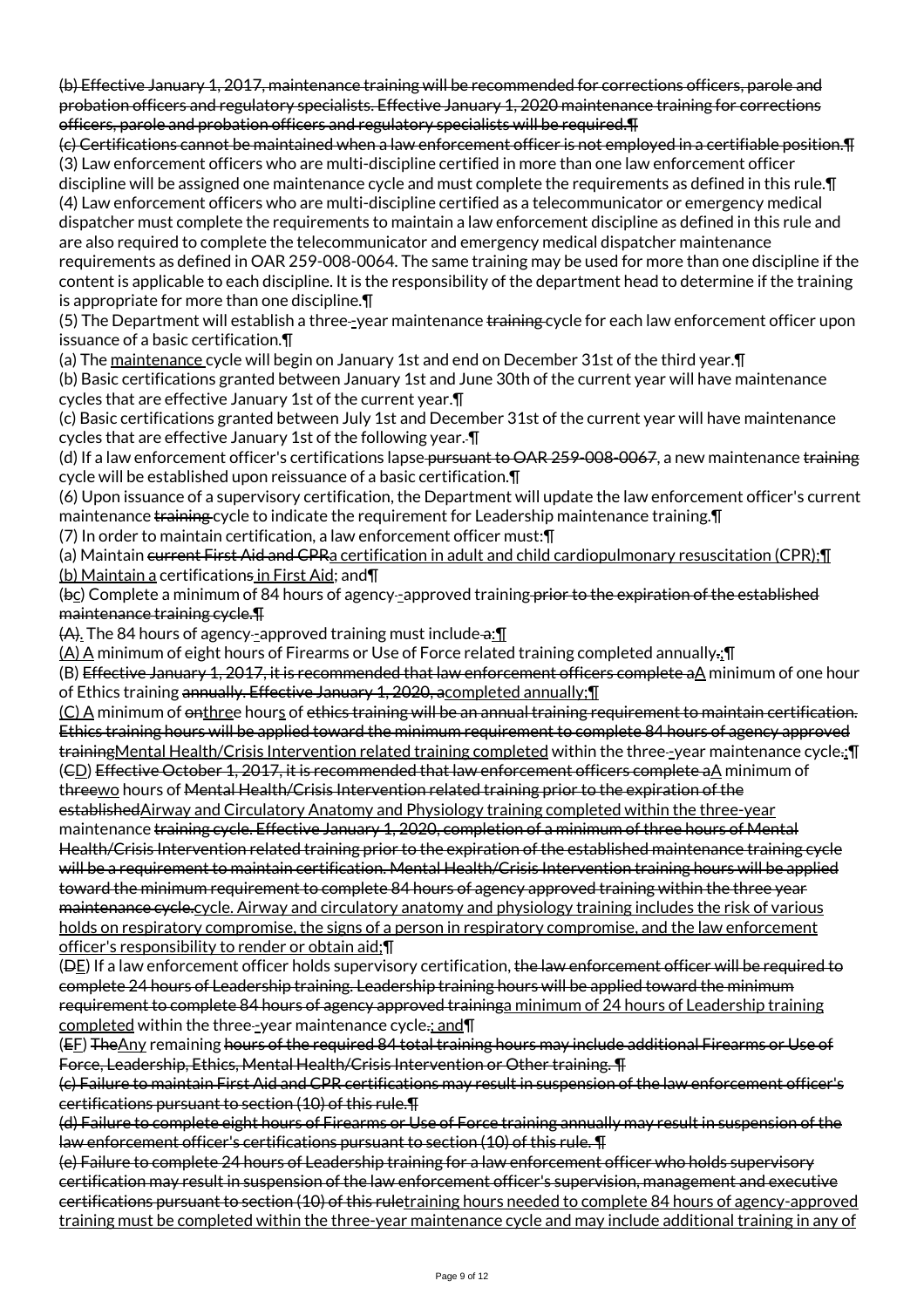(b) Effective January 1, 2017, maintenance training will be recommended for corrections officers, parole and probation officers and regulatory specialists. Effective January 1, 2020 maintenance training for corrections officers, parole and probation officers and regulatory specialists will be required.¶

(c) Certifications cannot be maintained when a law enforcement officer is not employed in a certifiable position.¶

(3) Law enforcement officers who are multi-discipline certified in more than one law enforcement officer discipline will be assigned one maintenance cycle and must complete the requirements as defined in this rule.¶

(4) Law enforcement officers who are multi-discipline certified as a telecommunicator or emergency medical dispatcher must complete the requirements to maintain a law enforcement discipline as defined in this rule and are also required to complete the telecommunicator and emergency medical dispatcher maintenance requirements as defined in OAR 259-008-0064. The same training may be used for more than one discipline if the content is applicable to each discipline. It is the responsibility of the department head to determine if the training is appropriate for more than one discipline.¶

(5) The Department will establish a three--year maintenance training cycle for each law enforcement officer upon issuance of a basic certification.¶

(a) The maintenance cycle will begin on January 1st and end on December 31st of the third year.¶

(b) Basic certifications granted between January 1st and June 30th of the current year will have maintenance cycles that are effective January 1st of the current year.¶

(c) Basic certifications granted between July 1st and December 31st of the current year will have maintenance cycles that are effective January 1st of the following year. ¶

(d) If a law enforcement officer's certifications lapse pursuant to OAR 259-008-0067, a new maintenance training cycle will be established upon reissuance of a basic certification.¶

(6) Upon issuance of a supervisory certification, the Department will update the law enforcement officer's current maintenance training cycle to indicate the requirement for Leadership maintenance training.¶

(7) In order to maintain certification, a law enforcement officer must:¶

(a) Maintain current First Aid and CPRa certification in adult and child cardiopulmonary resuscitation (CPR);¶

(b) Maintain a certifications in First Aid; and¶

(bc) Complete a minimum of 84 hours of agency--approved training prior to the expiration of the established maintenance training cycle.¶

(A). The 84 hours of agency--approved training must include a:¶

(A) A minimum of eight hours of Firearms or Use of Force related training completed annually.;¶

(B) Effective January 1, 2017, it is recommended that law enforcement officers complete aA minimum of one hour of Ethics training annually. Effective January 1, 2020, acompleted annually;¶

(C) A minimum of onthree hours of ethics training will be an annual training requirement to maintain certification. Ethics training hours will be applied toward the minimum requirement to complete 84 hours of agency approved trainingMental Health/Crisis Intervention related training completed within the three--year maintenance cycle.;¶

(CD) Effective October 1, 2017, it is recommended that law enforcement officers complete aA minimum of threewo hours of Mental Health/Crisis Intervention related training prior to the expiration of the establishedAirway and Circulatory Anatomy and Physiology training completed within the three-year maintenance training cycle. Effective January 1, 2020, completion of a minimum of three hours of Mental Health/Crisis Intervention related training prior to the expiration of the established maintenance training cycle will be a requirement to maintain certification. Mental Health/Crisis Intervention training hours will be applied toward the minimum requirement to complete 84 hours of agency approved training within the three year maintenance cycle.cycle. Airway and circulatory anatomy and physiology training includes the risk of various holds on respiratory compromise, the signs of a person in respiratory compromise, and the law enforcement officer's responsibility to render or obtain aid;¶

(DE) If a law enforcement officer holds supervisory certification, the law enforcement officer will be required to complete 24 hours of Leadership training. Leadership training hours will be applied toward the minimum requirement to complete 84 hours of agency approved traininga minimum of 24 hours of Leadership training completed within the three--year maintenance cycle.; and¶

(EF) TheAny remaining hours of the required 84 total training hours may include additional Firearms or Use of Force, Leadership, Ethics, Mental Health/Crisis Intervention or Other training. ¶

(c) Failure to maintain First Aid and CPR certifications may result in suspension of the law enforcement officer's certifications pursuant to section (10) of this rule.¶

(d) Failure to complete eight hours of Firearms or Use of Force training annually may result in suspension of the law enforcement officer's certifications pursuant to section (10) of this rule. ¶

(e) Failure to complete 24 hours of Leadership training for a law enforcement officer who holds supervisory certification may result in suspension of the law enforcement officer's supervision, management and executive certifications pursuant to section (10) of this ruletraining hours needed to complete 84 hours of agency-approved training must be completed within the three-year maintenance cycle and may include additional training in any of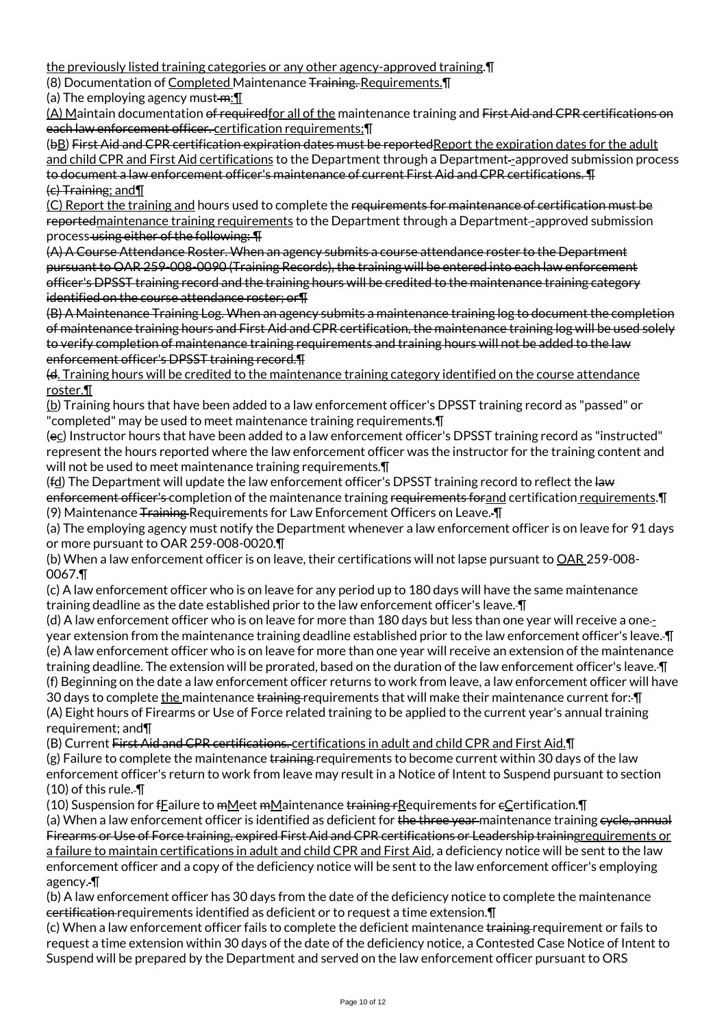the previously listed training categories or any other agency-approved training.¶

(8) Documentation of Completed Maintenance ~~Training.~~ Requirements.¶

(a) The employing agency must~~ m~~:¶

(A) Maintain documentation ~~of required~~for all of the maintenance training and ~~First Aid and CPR certifications on each law enforcement officer.~~ certification requirements;¶

(~~b~~B) ~~First Aid and CPR certification expiration dates must be reported~~Report the expiration dates for the adult and child CPR and First Aid certifications to the Department through a Department~~-~~-approved submission process ~~to document a law enforcement officer's maintenance of current First Aid and CPR certifications. ¶~~
~~(c) Training~~; and¶

(C) Report the training and hours used to complete the ~~requirements for maintenance of certification must be reported~~maintenance training requirements to the Department through a Department~~-~~-approved submission process ~~using either of the following: ¶~~
~~(A) A Course Attendance Roster. When an agency submits a course attendance roster to the Department pursuant to OAR 259-008-0090 (Training Records), the training will be entered into each law enforcement officer's DPSST training record and the training hours will be credited to the maintenance training category identified on the course attendance roster; or¶~~
~~(B) A Maintenance Training Log. When an agency submits a maintenance training log to document the completion of maintenance training hours and First Aid and CPR certification, the maintenance training log will be used solely to verify completion of maintenance training requirements and training hours will not be added to the law enforcement officer's DPSST training record.¶~~
~~(d~~. Training hours will be credited to the maintenance training category identified on the course attendance roster.¶

(b) Training hours that have been added to a law enforcement officer's DPSST training record as "passed" or "completed" may be used to meet maintenance training requirements.¶

(~~e~~c) Instructor hours that have been added to a law enforcement officer's DPSST training record as "instructed" represent the hours reported where the law enforcement officer was the instructor for the training content and will not be used to meet maintenance training requirements.¶

(~~f~~d) The Department will update the law enforcement officer's DPSST training record to reflect the ~~law enforcement officer's~~ completion of the maintenance training ~~requirements for~~and certification requirements.¶

(9) Maintenance ~~Training~~ Requirements for Law Enforcement Officers on Leave.~~ ~~¶

(a) The employing agency must notify the Department whenever a law enforcement officer is on leave for 91 days or more pursuant to OAR 259-008-0020.¶

(b) When a law enforcement officer is on leave, their certifications will not lapse pursuant to OAR 259-008-0067.¶

(c) A law enforcement officer who is on leave for any period up to 180 days will have the same maintenance training deadline as the date established prior to the law enforcement officer's leave.~~ ~~¶

(d) A law enforcement officer who is on leave for more than 180 days but less than one year will receive a one~~-~~-year extension from the maintenance training deadline established prior to the law enforcement officer's leave.~~ ~~¶

(e) A law enforcement officer who is on leave for more than one year will receive an extension of the maintenance training deadline. The extension will be prorated, based on the duration of the law enforcement officer's leave.~~ ~~¶

(f) Beginning on the date a law enforcement officer returns to work from leave, a law enforcement officer will have 30 days to complete the maintenance ~~training~~ requirements that will make their maintenance current for:~~ ~~¶

(A) Eight hours of Firearms or Use of Force related training to be applied to the current year's annual training requirement; and¶

(B) Current ~~First Aid and CPR certifications.~~ certifications in adult and child CPR and First Aid.¶

(g) Failure to complete the maintenance ~~training~~ requirements to become current within 30 days of the law enforcement officer's return to work from leave may result in a Notice of Intent to Suspend pursuant to section (10) of this rule.~~ ~~¶

(10) Suspension for ~~f~~Failure to ~~m~~Meet ~~m~~Maintenance ~~training r~~Requirements for ~~c~~Certification.¶

(a) When a law enforcement officer is identified as deficient for ~~the three year~~ maintenance training ~~cycle, annual Firearms or Use of Force training, expired First Aid and CPR certifications or Leadership training~~requirements or a failure to maintain certifications in adult and child CPR and First Aid, a deficiency notice will be sent to the law enforcement officer and a copy of the deficiency notice will be sent to the law enforcement officer's employing agency.~~ ~~¶

(b) A law enforcement officer has 30 days from the date of the deficiency notice to complete the maintenance ~~certification~~ requirements identified as deficient or to request a time extension.¶

(c) When a law enforcement officer fails to complete the deficient maintenance ~~training~~ requirement or fails to request a time extension within 30 days of the date of the deficiency notice, a Contested Case Notice of Intent to Suspend will be prepared by the Department and served on the law enforcement officer pursuant to ORS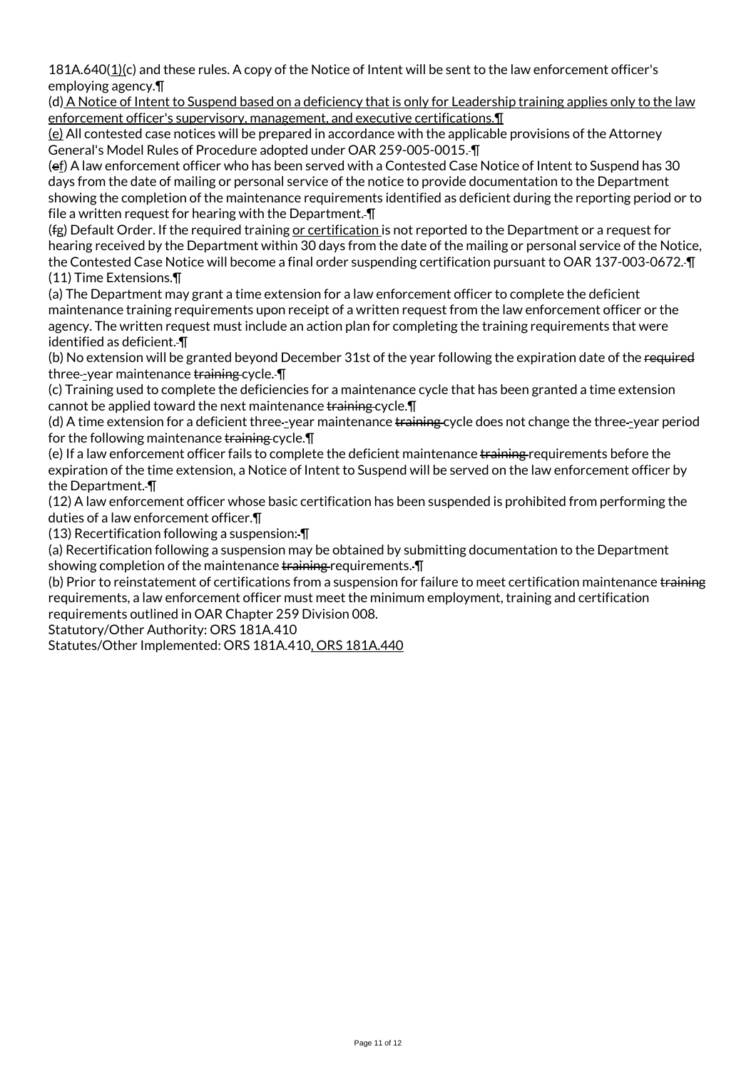181A.640(1)(c) and these rules. A copy of the Notice of Intent will be sent to the law enforcement officer's employing agency.¶

(d) A Notice of Intent to Suspend based on a deficiency that is only for Leadership training applies only to the law enforcement officer's supervisory, management, and executive certifications.¶

(e) All contested case notices will be prepared in accordance with the applicable provisions of the Attorney General's Model Rules of Procedure adopted under OAR 259-005-0015. ¶

(ef) A law enforcement officer who has been served with a Contested Case Notice of Intent to Suspend has 30 days from the date of mailing or personal service of the notice to provide documentation to the Department showing the completion of the maintenance requirements identified as deficient during the reporting period or to file a written request for hearing with the Department. ¶

(fg) Default Order. If the required training or certification is not reported to the Department or a request for hearing received by the Department within 30 days from the date of the mailing or personal service of the Notice, the Contested Case Notice will become a final order suspending certification pursuant to OAR 137-003-0672. ¶

(11) Time Extensions.¶

(a) The Department may grant a time extension for a law enforcement officer to complete the deficient maintenance training requirements upon receipt of a written request from the law enforcement officer or the agency. The written request must include an action plan for completing the training requirements that were identified as deficient. ¶

(b) No extension will be granted beyond December 31st of the year following the expiration date of the required three--year maintenance training cycle. ¶

(c) Training used to complete the deficiencies for a maintenance cycle that has been granted a time extension cannot be applied toward the next maintenance training cycle.¶

(d) A time extension for a deficient three--year maintenance training cycle does not change the three--year period for the following maintenance training cycle.¶

(e) If a law enforcement officer fails to complete the deficient maintenance training requirements before the expiration of the time extension, a Notice of Intent to Suspend will be served on the law enforcement officer by the Department. ¶

(12) A law enforcement officer whose basic certification has been suspended is prohibited from performing the duties of a law enforcement officer.¶

(13) Recertification following a suspension: ¶

(a) Recertification following a suspension may be obtained by submitting documentation to the Department showing completion of the maintenance training requirements. ¶

(b) Prior to reinstatement of certifications from a suspension for failure to meet certification maintenance training requirements, a law enforcement officer must meet the minimum employment, training and certification requirements outlined in OAR Chapter 259 Division 008.

Statutory/Other Authority: ORS 181A.410

Statutes/Other Implemented: ORS 181A.410, ORS 181A.440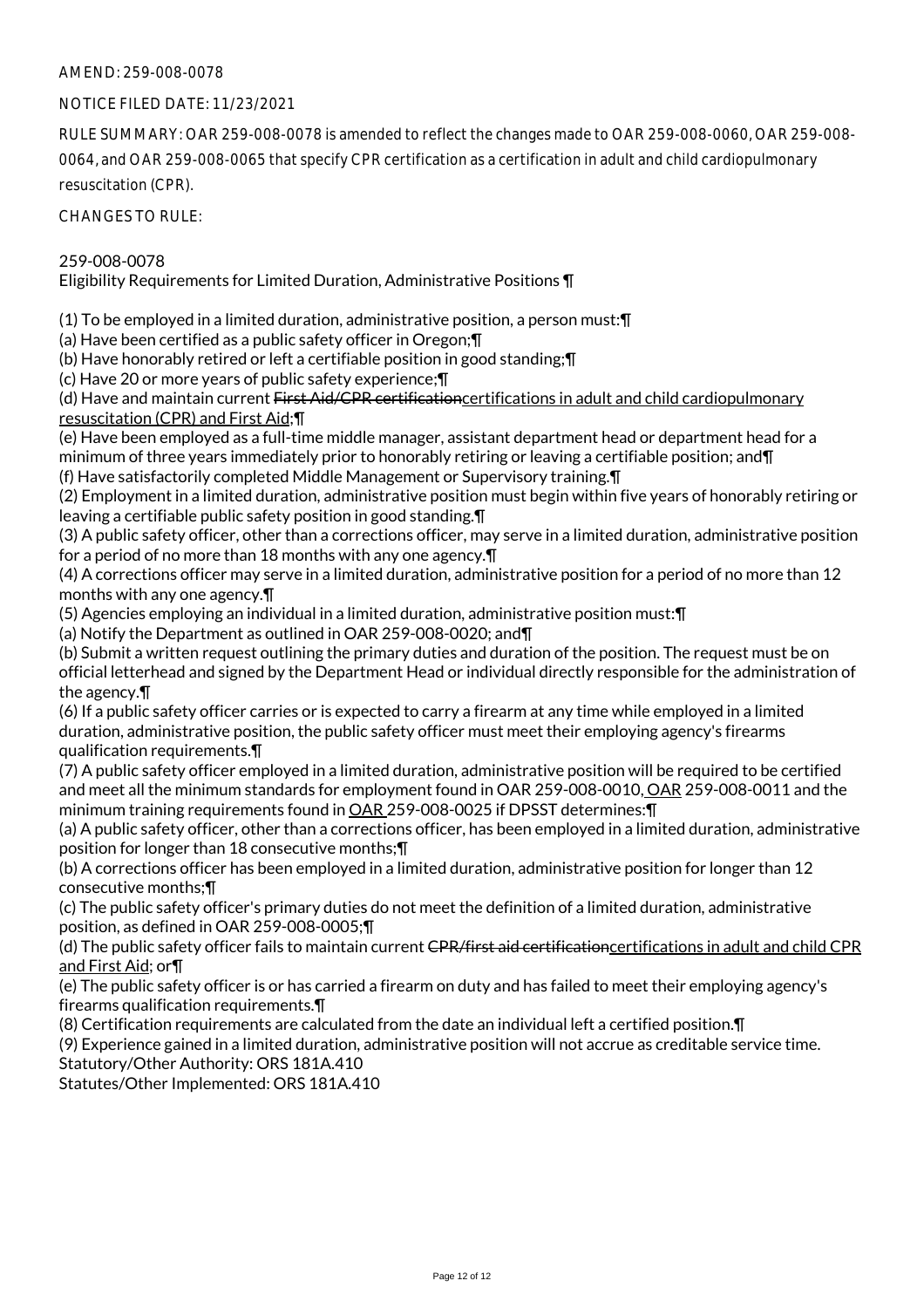AMEND: 259-008-0078

NOTICE FILED DATE: 11/23/2021

RULE SUMMARY: OAR 259-008-0078 is amended to reflect the changes made to OAR 259-008-0060, OAR 259-008-0064, and OAR 259-008-0065 that specify CPR certification as a certification in adult and child cardiopulmonary resuscitation (CPR).

CHANGES TO RULE:

259-008-0078
Eligibility Requirements for Limited Duration, Administrative Positions ¶

(1) To be employed in a limited duration, administrative position, a person must:¶
(a) Have been certified as a public safety officer in Oregon;¶
(b) Have honorably retired or left a certifiable position in good standing;¶
(c) Have 20 or more years of public safety experience;¶
(d) Have and maintain current ~~First Aid/CPR certification~~certifications in adult and child cardiopulmonary resuscitation (CPR) and First Aid;¶
(e) Have been employed as a full-time middle manager, assistant department head or department head for a minimum of three years immediately prior to honorably retiring or leaving a certifiable position; and¶
(f) Have satisfactorily completed Middle Management or Supervisory training.¶
(2) Employment in a limited duration, administrative position must begin within five years of honorably retiring or leaving a certifiable public safety position in good standing.¶
(3) A public safety officer, other than a corrections officer, may serve in a limited duration, administrative position for a period of no more than 18 months with any one agency.¶
(4) A corrections officer may serve in a limited duration, administrative position for a period of no more than 12 months with any one agency.¶
(5) Agencies employing an individual in a limited duration, administrative position must:¶
(a) Notify the Department as outlined in OAR 259-008-0020; and¶
(b) Submit a written request outlining the primary duties and duration of the position. The request must be on official letterhead and signed by the Department Head or individual directly responsible for the administration of the agency.¶
(6) If a public safety officer carries or is expected to carry a firearm at any time while employed in a limited duration, administrative position, the public safety officer must meet their employing agency's firearms qualification requirements.¶
(7) A public safety officer employed in a limited duration, administrative position will be required to be certified and meet all the minimum standards for employment found in OAR 259-008-0010, OAR 259-008-0011 and the minimum training requirements found in OAR 259-008-0025 if DPSST determines:¶
(a) A public safety officer, other than a corrections officer, has been employed in a limited duration, administrative position for longer than 18 consecutive months;¶
(b) A corrections officer has been employed in a limited duration, administrative position for longer than 12 consecutive months;¶
(c) The public safety officer's primary duties do not meet the definition of a limited duration, administrative position, as defined in OAR 259-008-0005;¶
(d) The public safety officer fails to maintain current ~~CPR/first aid certification~~certifications in adult and child CPR and First Aid; or¶
(e) The public safety officer is or has carried a firearm on duty and has failed to meet their employing agency's firearms qualification requirements.¶
(8) Certification requirements are calculated from the date an individual left a certified position.¶
(9) Experience gained in a limited duration, administrative position will not accrue as creditable service time.
Statutory/Other Authority: ORS 181A.410
Statutes/Other Implemented: ORS 181A.410